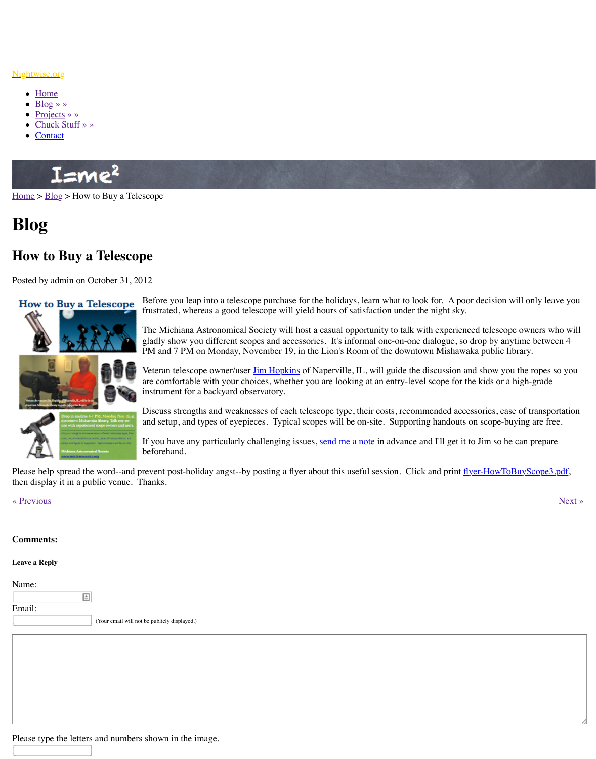Nightwise.org

- Home
- Blog » »
- Projects » »
- Chuck Stuff » »
- Contact

I=me²

Home > Blog > How to Buy a Telescope

# Blog

## How to Buy a Telescope

Posted by admin on October 31, 2012

Before you leap into a telescope purchase for the holidays, learn what to look for. A poor decision will only leave you frustrated, whereas a good telescope will yield hours of satisfaction under the night sky.

The Michiana Astronomical Society will host a casual opportunity to talk with experienced telescope owners who will gladly show you different scopes and accessories. It's informal one-on-one dialogue, so drop by anytime between 4 PM and 7 PM on Monday, November 19, in the Lion's Room of the downtown Mishawaka public library.

Veteran telescope owner/user Jim Hopkins of Naperville, IL, will guide the discussion and show you the ropes so you are comfortable with your choices, whether you are looking at an entry-level scope for the kids or a high-grade instrument for a backyard observatory.

Discuss strengths and weaknesses of each telescope type, their costs, recommended accessories, ease of transportation and setup, and types of eyepieces. Typical scopes will be on-site. Supporting handouts on scope-buying are free.

If you have any particularly challenging issues, send me a note in advance and I'll get it to Jim so he can prepare beforehand.

Please help spread the word--and prevent post-holiday angst--by posting a flyer about this useful session. Click and print flyer-HowToBuyScope3.pdf, then display it in a public venue. Thanks.

« Previous

Next »

**Comments:**

**Leave a Reply**

Name:

Email:

(Your email will not be publicly displayed.)

Please type the letters and numbers shown in the image.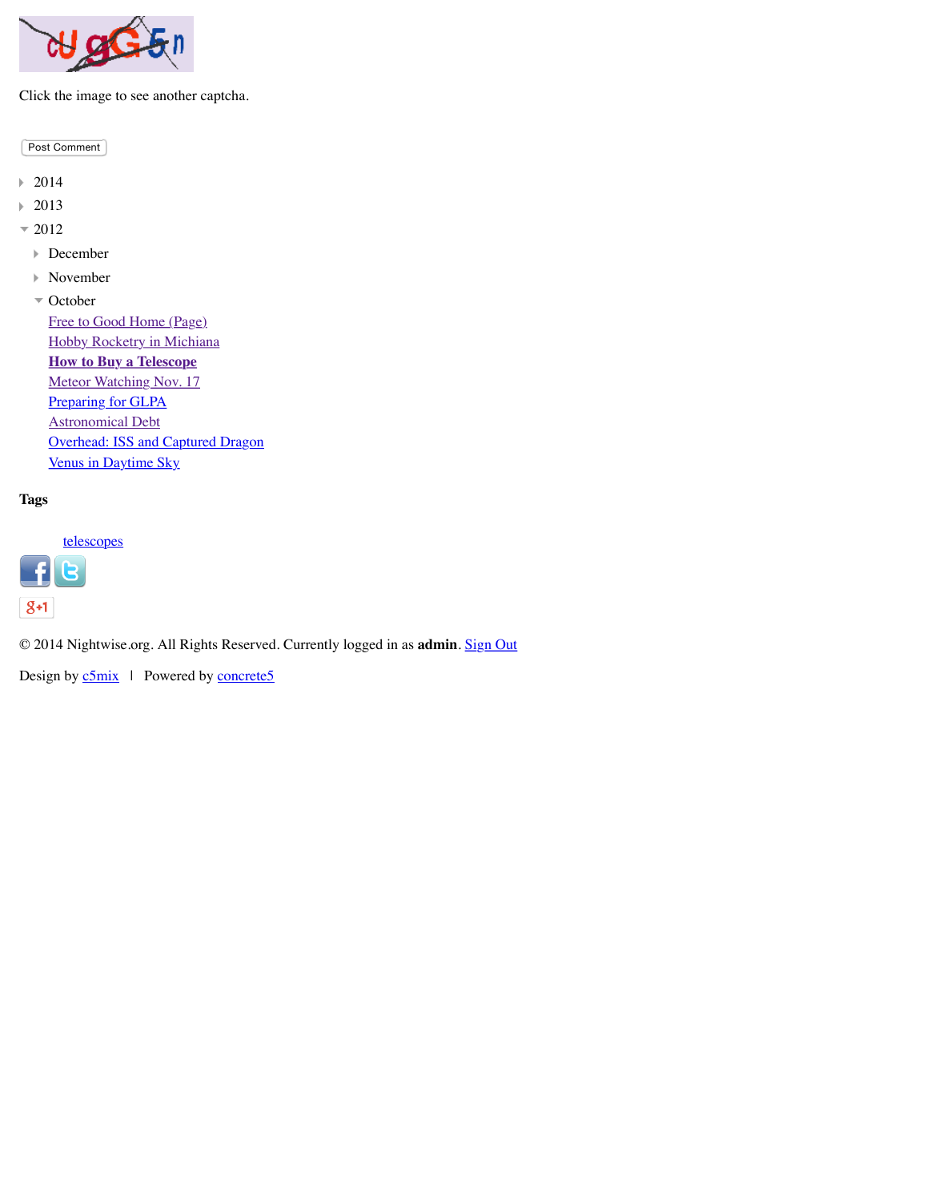Click the image to see another captcha.

Post Comment

- 2014
- 2013
- 2012
  - December
  - November
  - October
    - Free to Good Home (Page)
    - Hobby Rocketry in Michiana
    - **How to Buy a Telescope**
    - Meteor Watching Nov. 17
    - Preparing for GLPA
    - Astronomical Debt
    - Overhead: ISS and Captured Dragon
    - Venus in Daytime Sky

**Tags**

telescopes

© 2014 Nightwise.org. All Rights Reserved. Currently logged in as **admin**. Sign Out

Design by c5mix | Powered by concrete5